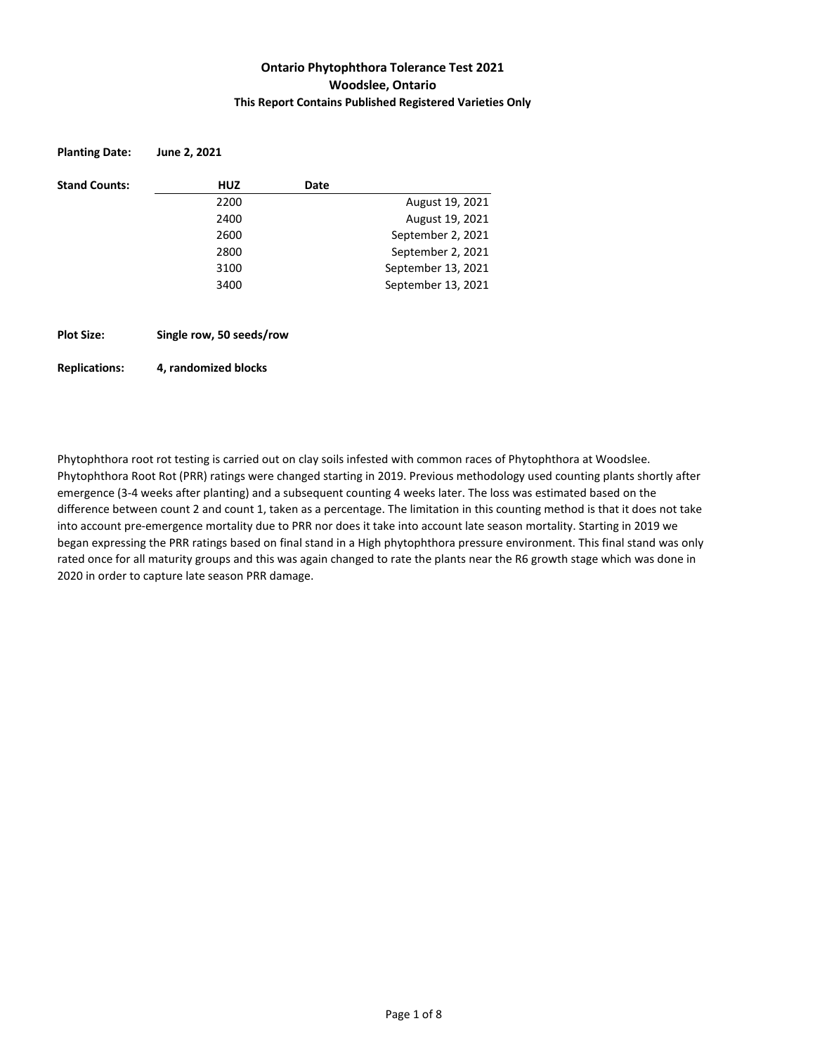# Ontario Phytophthora Tolerance Test 2021

## Woodslee, Ontario

### This Report Contains Published Registered Varieties Only

**Planting Date:** **June 2, 2021**

**Stand Counts:**

| HUZ | Date |
|---|---|
| 2200 | August 19, 2021 |
| 2400 | August 19, 2021 |
| 2600 | September 2, 2021 |
| 2800 | September 2, 2021 |
| 3100 | September 13, 2021 |
| 3400 | September 13, 2021 |

**Plot Size:** **Single row, 50 seeds/row**

**Replications:** **4, randomized blocks**

Phytophthora root rot testing is carried out on clay soils infested with common races of Phytophthora at Woodslee. Phytophthora Root Rot (PRR) ratings were changed starting in 2019. Previous methodology used counting plants shortly after emergence (3-4 weeks after planting) and a subsequent counting 4 weeks later. The loss was estimated based on the difference between count 2 and count 1, taken as a percentage. The limitation in this counting method is that it does not take into account pre-emergence mortality due to PRR nor does it take into account late season mortality. Starting in 2019 we began expressing the PRR ratings based on final stand in a High phytophthora pressure environment. This final stand was only rated once for all maturity groups and this was again changed to rate the plants near the R6 growth stage which was done in 2020 in order to capture late season PRR damage.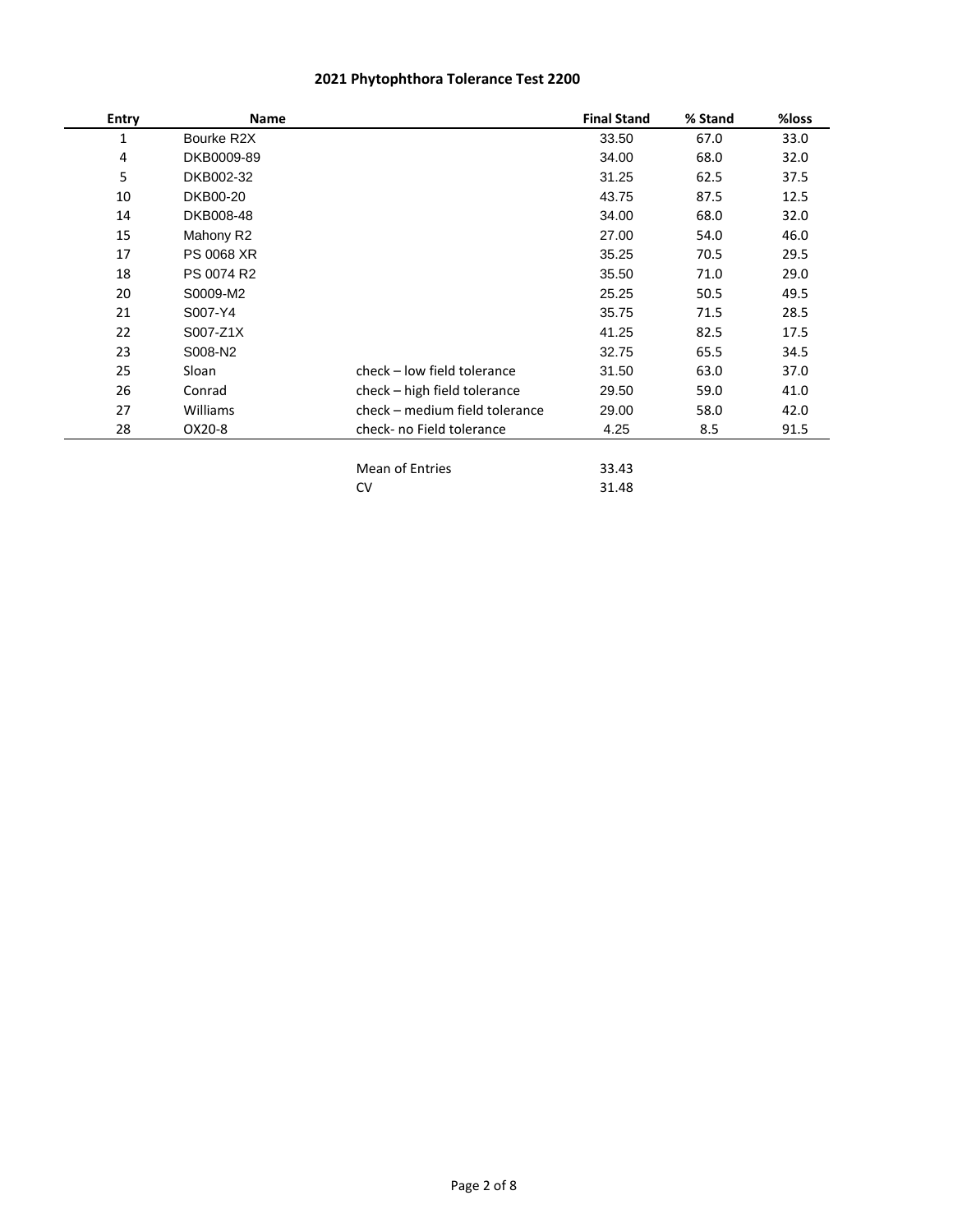## 2021 Phytophthora Tolerance Test 2200

| Entry | Name | | Final Stand | % Stand | %loss |
|---|---|---|---|---|---|
| 1 | Bourke R2X | | 33.50 | 67.0 | 33.0 |
| 4 | DKB0009-89 | | 34.00 | 68.0 | 32.0 |
| 5 | DKB002-32 | | 31.25 | 62.5 | 37.5 |
| 10 | DKB00-20 | | 43.75 | 87.5 | 12.5 |
| 14 | DKB008-48 | | 34.00 | 68.0 | 32.0 |
| 15 | Mahony R2 | | 27.00 | 54.0 | 46.0 |
| 17 | PS 0068 XR | | 35.25 | 70.5 | 29.5 |
| 18 | PS 0074 R2 | | 35.50 | 71.0 | 29.0 |
| 20 | S0009-M2 | | 25.25 | 50.5 | 49.5 |
| 21 | S007-Y4 | | 35.75 | 71.5 | 28.5 |
| 22 | S007-Z1X | | 41.25 | 82.5 | 17.5 |
| 23 | S008-N2 | | 32.75 | 65.5 | 34.5 |
| 25 | Sloan | check – low field tolerance | 31.50 | 63.0 | 37.0 |
| 26 | Conrad | check – high field tolerance | 29.50 | 59.0 | 41.0 |
| 27 | Williams | check – medium field tolerance | 29.00 | 58.0 | 42.0 |
| 28 | OX20-8 | check- no Field tolerance | 4.25 | 8.5 | 91.5 |
| | | Mean of Entries | 33.43 | | |
| | | CV | 31.48 | | |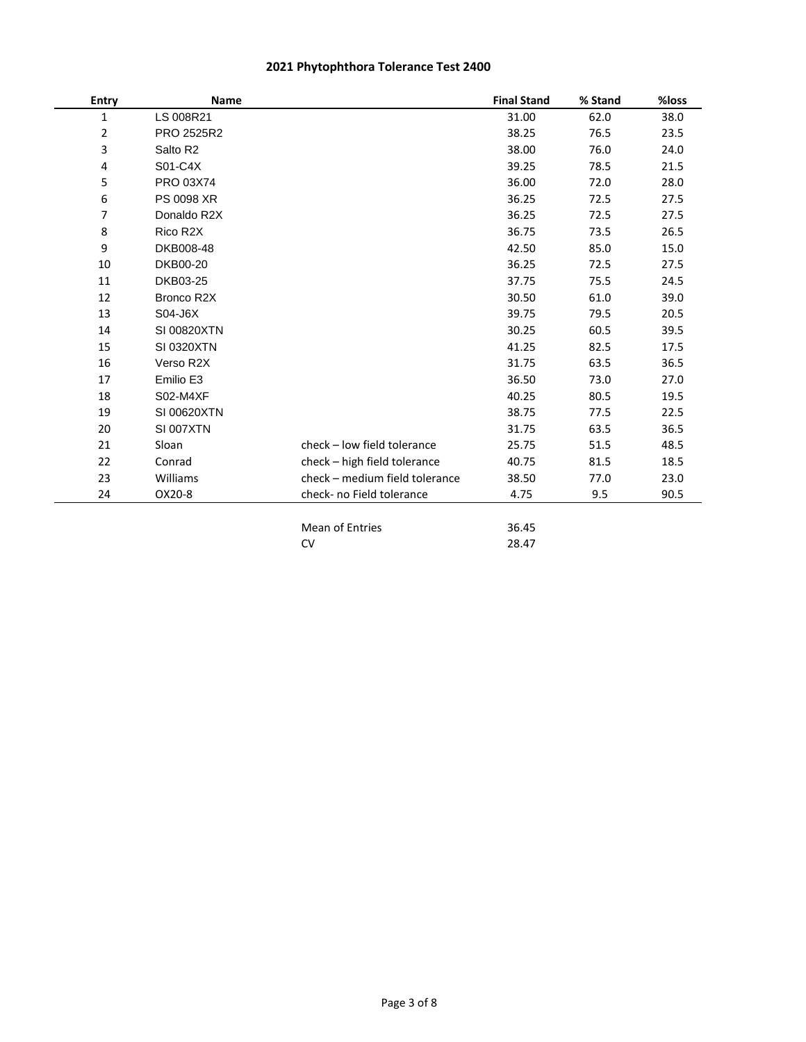# 2021 Phytophthora Tolerance Test 2400

| Entry | Name | | Final Stand | % Stand | %loss |
|---|---|---|---|---|---|
| 1 | LS 008R21 | | 31.00 | 62.0 | 38.0 |
| 2 | PRO 2525R2 | | 38.25 | 76.5 | 23.5 |
| 3 | Salto R2 | | 38.00 | 76.0 | 24.0 |
| 4 | S01-C4X | | 39.25 | 78.5 | 21.5 |
| 5 | PRO 03X74 | | 36.00 | 72.0 | 28.0 |
| 6 | PS 0098 XR | | 36.25 | 72.5 | 27.5 |
| 7 | Donaldo R2X | | 36.25 | 72.5 | 27.5 |
| 8 | Rico R2X | | 36.75 | 73.5 | 26.5 |
| 9 | DKB008-48 | | 42.50 | 85.0 | 15.0 |
| 10 | DKB00-20 | | 36.25 | 72.5 | 27.5 |
| 11 | DKB03-25 | | 37.75 | 75.5 | 24.5 |
| 12 | Bronco R2X | | 30.50 | 61.0 | 39.0 |
| 13 | S04-J6X | | 39.75 | 79.5 | 20.5 |
| 14 | SI 00820XTN | | 30.25 | 60.5 | 39.5 |
| 15 | SI 0320XTN | | 41.25 | 82.5 | 17.5 |
| 16 | Verso R2X | | 31.75 | 63.5 | 36.5 |
| 17 | Emilio E3 | | 36.50 | 73.0 | 27.0 |
| 18 | S02-M4XF | | 40.25 | 80.5 | 19.5 |
| 19 | SI 00620XTN | | 38.75 | 77.5 | 22.5 |
| 20 | SI 007XTN | | 31.75 | 63.5 | 36.5 |
| 21 | Sloan | check – low field tolerance | 25.75 | 51.5 | 48.5 |
| 22 | Conrad | check – high field tolerance | 40.75 | 81.5 | 18.5 |
| 23 | Williams | check – medium field tolerance | 38.50 | 77.0 | 23.0 |
| 24 | OX20-8 | check- no Field tolerance | 4.75 | 9.5 | 90.5 |
| | | Mean of Entries | 36.45 | | |
| | | CV | 28.47 | | |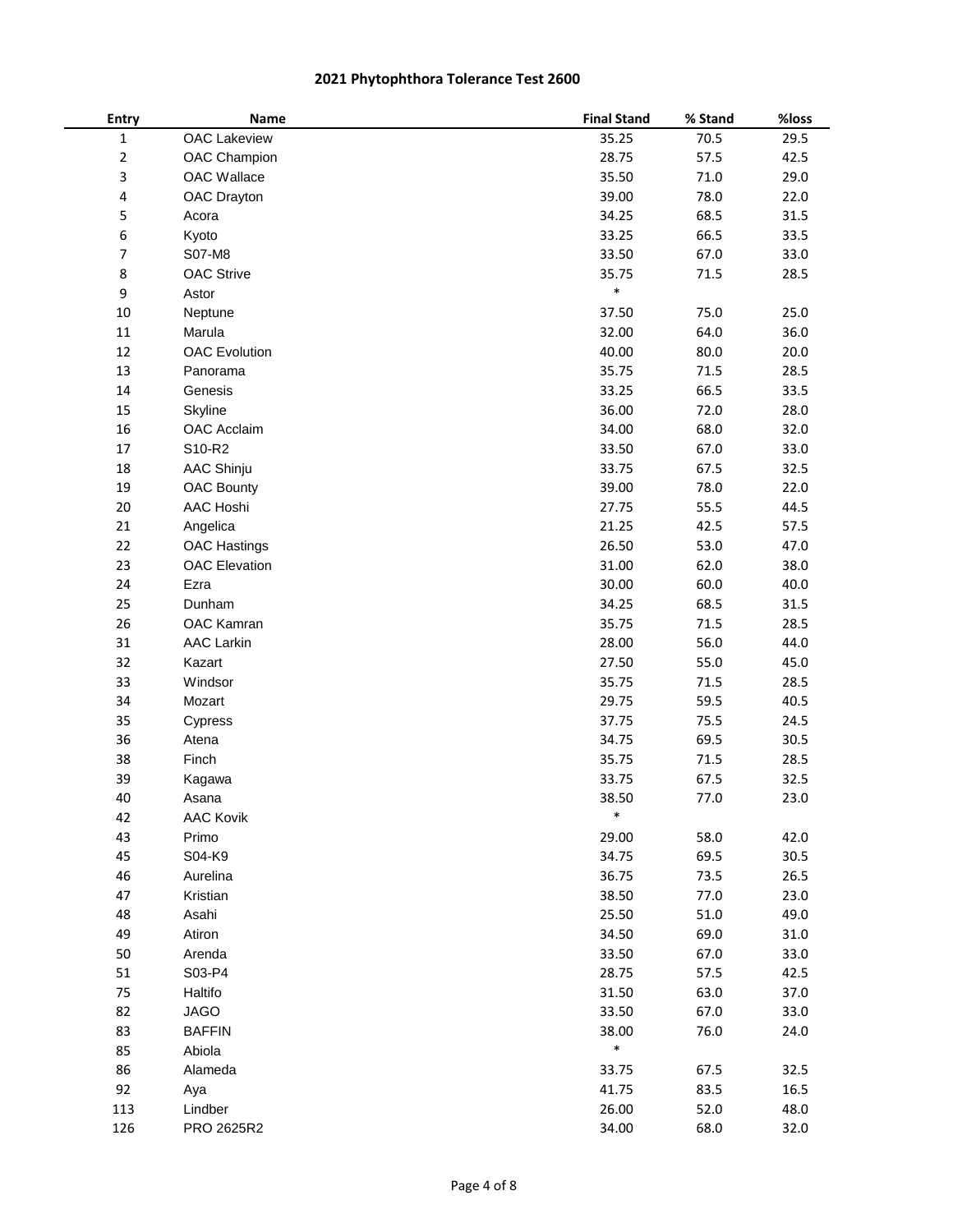# 2021 Phytophthora Tolerance Test 2600

| Entry | Name | Final Stand | % Stand | %loss |
|---|---|---|---|---|
| 1 | OAC Lakeview | 35.25 | 70.5 | 29.5 |
| 2 | OAC Champion | 28.75 | 57.5 | 42.5 |
| 3 | OAC Wallace | 35.50 | 71.0 | 29.0 |
| 4 | OAC Drayton | 39.00 | 78.0 | 22.0 |
| 5 | Acora | 34.25 | 68.5 | 31.5 |
| 6 | Kyoto | 33.25 | 66.5 | 33.5 |
| 7 | S07-M8 | 33.50 | 67.0 | 33.0 |
| 8 | OAC Strive | 35.75 | 71.5 | 28.5 |
| 9 | Astor | * | | |
| 10 | Neptune | 37.50 | 75.0 | 25.0 |
| 11 | Marula | 32.00 | 64.0 | 36.0 |
| 12 | OAC Evolution | 40.00 | 80.0 | 20.0 |
| 13 | Panorama | 35.75 | 71.5 | 28.5 |
| 14 | Genesis | 33.25 | 66.5 | 33.5 |
| 15 | Skyline | 36.00 | 72.0 | 28.0 |
| 16 | OAC Acclaim | 34.00 | 68.0 | 32.0 |
| 17 | S10-R2 | 33.50 | 67.0 | 33.0 |
| 18 | AAC Shinju | 33.75 | 67.5 | 32.5 |
| 19 | OAC Bounty | 39.00 | 78.0 | 22.0 |
| 20 | AAC Hoshi | 27.75 | 55.5 | 44.5 |
| 21 | Angelica | 21.25 | 42.5 | 57.5 |
| 22 | OAC Hastings | 26.50 | 53.0 | 47.0 |
| 23 | OAC Elevation | 31.00 | 62.0 | 38.0 |
| 24 | Ezra | 30.00 | 60.0 | 40.0 |
| 25 | Dunham | 34.25 | 68.5 | 31.5 |
| 26 | OAC Kamran | 35.75 | 71.5 | 28.5 |
| 31 | AAC Larkin | 28.00 | 56.0 | 44.0 |
| 32 | Kazart | 27.50 | 55.0 | 45.0 |
| 33 | Windsor | 35.75 | 71.5 | 28.5 |
| 34 | Mozart | 29.75 | 59.5 | 40.5 |
| 35 | Cypress | 37.75 | 75.5 | 24.5 |
| 36 | Atena | 34.75 | 69.5 | 30.5 |
| 38 | Finch | 35.75 | 71.5 | 28.5 |
| 39 | Kagawa | 33.75 | 67.5 | 32.5 |
| 40 | Asana | 38.50 | 77.0 | 23.0 |
| 42 | AAC Kovik | * | | |
| 43 | Primo | 29.00 | 58.0 | 42.0 |
| 45 | S04-K9 | 34.75 | 69.5 | 30.5 |
| 46 | Aurelina | 36.75 | 73.5 | 26.5 |
| 47 | Kristian | 38.50 | 77.0 | 23.0 |
| 48 | Asahi | 25.50 | 51.0 | 49.0 |
| 49 | Atiron | 34.50 | 69.0 | 31.0 |
| 50 | Arenda | 33.50 | 67.0 | 33.0 |
| 51 | S03-P4 | 28.75 | 57.5 | 42.5 |
| 75 | Haltifo | 31.50 | 63.0 | 37.0 |
| 82 | JAGO | 33.50 | 67.0 | 33.0 |
| 83 | BAFFIN | 38.00 | 76.0 | 24.0 |
| 85 | Abiola | * | | |
| 86 | Alameda | 33.75 | 67.5 | 32.5 |
| 92 | Aya | 41.75 | 83.5 | 16.5 |
| 113 | Lindber | 26.00 | 52.0 | 48.0 |
| 126 | PRO 2625R2 | 34.00 | 68.0 | 32.0 |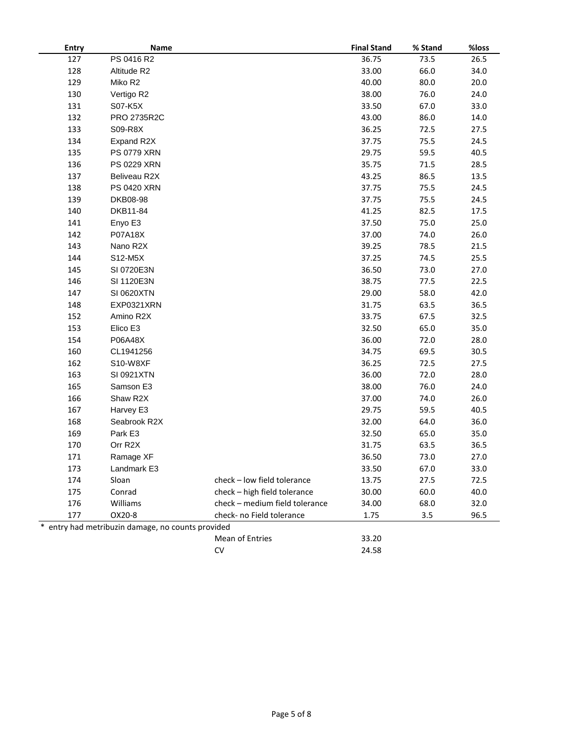| Entry | Name | | Final Stand | % Stand | %loss |
|---|---|---|---|---|---|
| 127 | PS 0416 R2 | | 36.75 | 73.5 | 26.5 |
| 128 | Altitude R2 | | 33.00 | 66.0 | 34.0 |
| 129 | Miko R2 | | 40.00 | 80.0 | 20.0 |
| 130 | Vertigo R2 | | 38.00 | 76.0 | 24.0 |
| 131 | S07-K5X | | 33.50 | 67.0 | 33.0 |
| 132 | PRO 2735R2C | | 43.00 | 86.0 | 14.0 |
| 133 | S09-R8X | | 36.25 | 72.5 | 27.5 |
| 134 | Expand R2X | | 37.75 | 75.5 | 24.5 |
| 135 | PS 0779 XRN | | 29.75 | 59.5 | 40.5 |
| 136 | PS 0229 XRN | | 35.75 | 71.5 | 28.5 |
| 137 | Beliveau R2X | | 43.25 | 86.5 | 13.5 |
| 138 | PS 0420 XRN | | 37.75 | 75.5 | 24.5 |
| 139 | DKB08-98 | | 37.75 | 75.5 | 24.5 |
| 140 | DKB11-84 | | 41.25 | 82.5 | 17.5 |
| 141 | Enyo E3 | | 37.50 | 75.0 | 25.0 |
| 142 | P07A18X | | 37.00 | 74.0 | 26.0 |
| 143 | Nano R2X | | 39.25 | 78.5 | 21.5 |
| 144 | S12-M5X | | 37.25 | 74.5 | 25.5 |
| 145 | SI 0720E3N | | 36.50 | 73.0 | 27.0 |
| 146 | SI 1120E3N | | 38.75 | 77.5 | 22.5 |
| 147 | SI 0620XTN | | 29.00 | 58.0 | 42.0 |
| 148 | EXP0321XRN | | 31.75 | 63.5 | 36.5 |
| 152 | Amino R2X | | 33.75 | 67.5 | 32.5 |
| 153 | Elico E3 | | 32.50 | 65.0 | 35.0 |
| 154 | P06A48X | | 36.00 | 72.0 | 28.0 |
| 160 | CL1941256 | | 34.75 | 69.5 | 30.5 |
| 162 | S10-W8XF | | 36.25 | 72.5 | 27.5 |
| 163 | SI 0921XTN | | 36.00 | 72.0 | 28.0 |
| 165 | Samson E3 | | 38.00 | 76.0 | 24.0 |
| 166 | Shaw R2X | | 37.00 | 74.0 | 26.0 |
| 167 | Harvey E3 | | 29.75 | 59.5 | 40.5 |
| 168 | Seabrook R2X | | 32.00 | 64.0 | 36.0 |
| 169 | Park E3 | | 32.50 | 65.0 | 35.0 |
| 170 | Orr R2X | | 31.75 | 63.5 | 36.5 |
| 171 | Ramage XF | | 36.50 | 73.0 | 27.0 |
| 173 | Landmark E3 | | 33.50 | 67.0 | 33.0 |
| 174 | Sloan | check – low field tolerance | 13.75 | 27.5 | 72.5 |
| 175 | Conrad | check – high field tolerance | 30.00 | 60.0 | 40.0 |
| 176 | Williams | check – medium field tolerance | 34.00 | 68.0 | 32.0 |
| 177 | OX20-8 | check- no Field tolerance | 1.75 | 3.5 | 96.5 |

* entry had metribuzin damage, no counts provided

| | | |
|---|---|---|
| Mean of Entries | 33.20 | |
| CV | 24.58 | |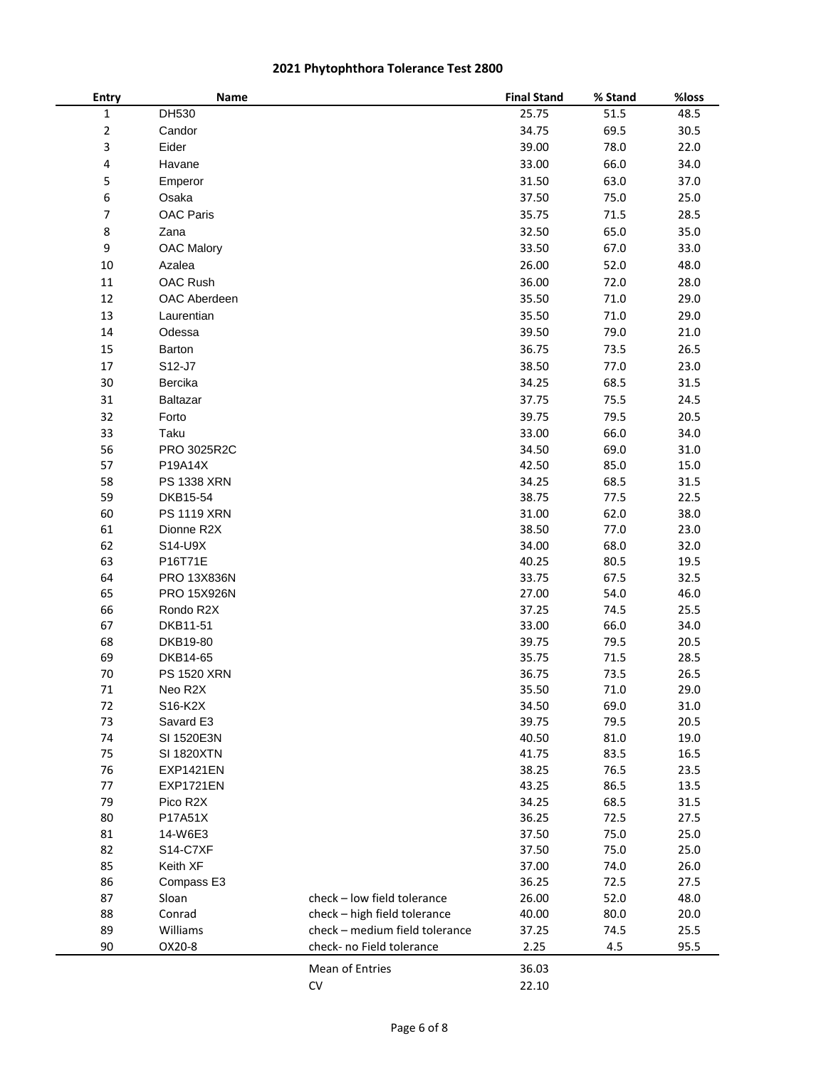## 2021 Phytophthora Tolerance Test 2800

| Entry | Name | | Final Stand | % Stand | %loss |
|---|---|---|---|---|---|
| 1 | DH530 | | 25.75 | 51.5 | 48.5 |
| 2 | Candor | | 34.75 | 69.5 | 30.5 |
| 3 | Eider | | 39.00 | 78.0 | 22.0 |
| 4 | Havane | | 33.00 | 66.0 | 34.0 |
| 5 | Emperor | | 31.50 | 63.0 | 37.0 |
| 6 | Osaka | | 37.50 | 75.0 | 25.0 |
| 7 | OAC Paris | | 35.75 | 71.5 | 28.5 |
| 8 | Zana | | 32.50 | 65.0 | 35.0 |
| 9 | OAC Malory | | 33.50 | 67.0 | 33.0 |
| 10 | Azalea | | 26.00 | 52.0 | 48.0 |
| 11 | OAC Rush | | 36.00 | 72.0 | 28.0 |
| 12 | OAC Aberdeen | | 35.50 | 71.0 | 29.0 |
| 13 | Laurentian | | 35.50 | 71.0 | 29.0 |
| 14 | Odessa | | 39.50 | 79.0 | 21.0 |
| 15 | Barton | | 36.75 | 73.5 | 26.5 |
| 17 | S12-J7 | | 38.50 | 77.0 | 23.0 |
| 30 | Bercika | | 34.25 | 68.5 | 31.5 |
| 31 | Baltazar | | 37.75 | 75.5 | 24.5 |
| 32 | Forto | | 39.75 | 79.5 | 20.5 |
| 33 | Taku | | 33.00 | 66.0 | 34.0 |
| 56 | PRO 3025R2C | | 34.50 | 69.0 | 31.0 |
| 57 | P19A14X | | 42.50 | 85.0 | 15.0 |
| 58 | PS 1338 XRN | | 34.25 | 68.5 | 31.5 |
| 59 | DKB15-54 | | 38.75 | 77.5 | 22.5 |
| 60 | PS 1119 XRN | | 31.00 | 62.0 | 38.0 |
| 61 | Dionne R2X | | 38.50 | 77.0 | 23.0 |
| 62 | S14-U9X | | 34.00 | 68.0 | 32.0 |
| 63 | P16T71E | | 40.25 | 80.5 | 19.5 |
| 64 | PRO 13X836N | | 33.75 | 67.5 | 32.5 |
| 65 | PRO 15X926N | | 27.00 | 54.0 | 46.0 |
| 66 | Rondo R2X | | 37.25 | 74.5 | 25.5 |
| 67 | DKB11-51 | | 33.00 | 66.0 | 34.0 |
| 68 | DKB19-80 | | 39.75 | 79.5 | 20.5 |
| 69 | DKB14-65 | | 35.75 | 71.5 | 28.5 |
| 70 | PS 1520 XRN | | 36.75 | 73.5 | 26.5 |
| 71 | Neo R2X | | 35.50 | 71.0 | 29.0 |
| 72 | S16-K2X | | 34.50 | 69.0 | 31.0 |
| 73 | Savard E3 | | 39.75 | 79.5 | 20.5 |
| 74 | SI 1520E3N | | 40.50 | 81.0 | 19.0 |
| 75 | SI 1820XTN | | 41.75 | 83.5 | 16.5 |
| 76 | EXP1421EN | | 38.25 | 76.5 | 23.5 |
| 77 | EXP1721EN | | 43.25 | 86.5 | 13.5 |
| 79 | Pico R2X | | 34.25 | 68.5 | 31.5 |
| 80 | P17A51X | | 36.25 | 72.5 | 27.5 |
| 81 | 14-W6E3 | | 37.50 | 75.0 | 25.0 |
| 82 | S14-C7XF | | 37.50 | 75.0 | 25.0 |
| 85 | Keith XF | | 37.00 | 74.0 | 26.0 |
| 86 | Compass E3 | | 36.25 | 72.5 | 27.5 |
| 87 | Sloan | check – low field tolerance | 26.00 | 52.0 | 48.0 |
| 88 | Conrad | check – high field tolerance | 40.00 | 80.0 | 20.0 |
| 89 | Williams | check – medium field tolerance | 37.25 | 74.5 | 25.5 |
| 90 | OX20-8 | check- no Field tolerance | 2.25 | 4.5 | 95.5 |
| | | Mean of Entries | 36.03 | | |
| | | CV | 22.10 | | |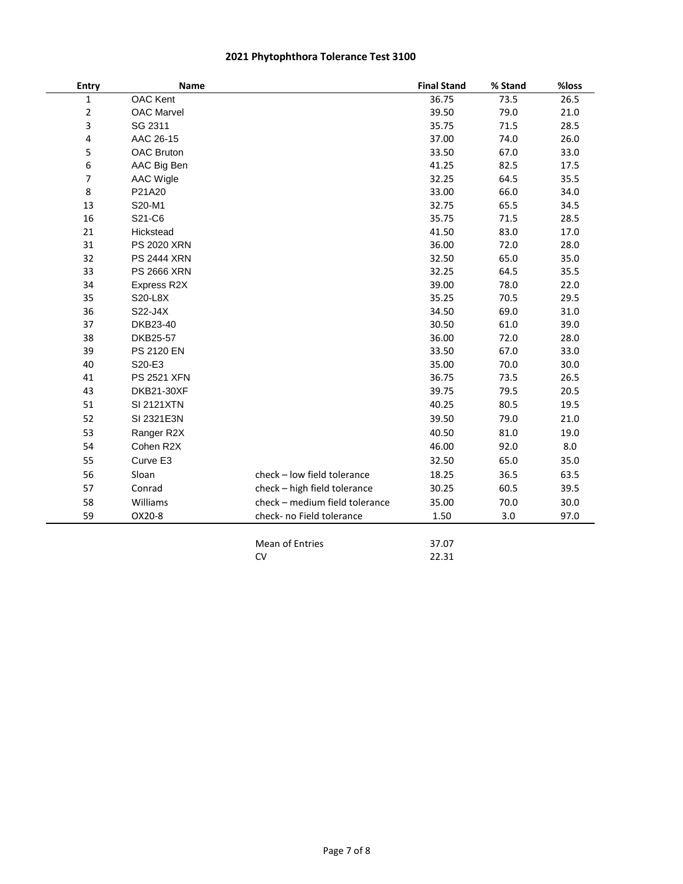# 2021 Phytophthora Tolerance Test 3100

| Entry | Name | | Final Stand | % Stand | %loss |
|---|---|---|---|---|---|
| 1 | OAC Kent | | 36.75 | 73.5 | 26.5 |
| 2 | OAC Marvel | | 39.50 | 79.0 | 21.0 |
| 3 | SG 2311 | | 35.75 | 71.5 | 28.5 |
| 4 | AAC 26-15 | | 37.00 | 74.0 | 26.0 |
| 5 | OAC Bruton | | 33.50 | 67.0 | 33.0 |
| 6 | AAC Big Ben | | 41.25 | 82.5 | 17.5 |
| 7 | AAC Wigle | | 32.25 | 64.5 | 35.5 |
| 8 | P21A20 | | 33.00 | 66.0 | 34.0 |
| 13 | S20-M1 | | 32.75 | 65.5 | 34.5 |
| 16 | S21-C6 | | 35.75 | 71.5 | 28.5 |
| 21 | Hickstead | | 41.50 | 83.0 | 17.0 |
| 31 | PS 2020 XRN | | 36.00 | 72.0 | 28.0 |
| 32 | PS 2444 XRN | | 32.50 | 65.0 | 35.0 |
| 33 | PS 2666 XRN | | 32.25 | 64.5 | 35.5 |
| 34 | Express R2X | | 39.00 | 78.0 | 22.0 |
| 35 | S20-L8X | | 35.25 | 70.5 | 29.5 |
| 36 | S22-J4X | | 34.50 | 69.0 | 31.0 |
| 37 | DKB23-40 | | 30.50 | 61.0 | 39.0 |
| 38 | DKB25-57 | | 36.00 | 72.0 | 28.0 |
| 39 | PS 2120 EN | | 33.50 | 67.0 | 33.0 |
| 40 | S20-E3 | | 35.00 | 70.0 | 30.0 |
| 41 | PS 2521 XFN | | 36.75 | 73.5 | 26.5 |
| 43 | DKB21-30XF | | 39.75 | 79.5 | 20.5 |
| 51 | SI 2121XTN | | 40.25 | 80.5 | 19.5 |
| 52 | SI 2321E3N | | 39.50 | 79.0 | 21.0 |
| 53 | Ranger R2X | | 40.50 | 81.0 | 19.0 |
| 54 | Cohen R2X | | 46.00 | 92.0 | 8.0 |
| 55 | Curve E3 | | 32.50 | 65.0 | 35.0 |
| 56 | Sloan | check – low field tolerance | 18.25 | 36.5 | 63.5 |
| 57 | Conrad | check – high field tolerance | 30.25 | 60.5 | 39.5 |
| 58 | Williams | check – medium field tolerance | 35.00 | 70.0 | 30.0 |
| 59 | OX20-8 | check- no Field tolerance | 1.50 | 3.0 | 97.0 |
| | | Mean of Entries | 37.07 | | |
| | | CV | 22.31 | | |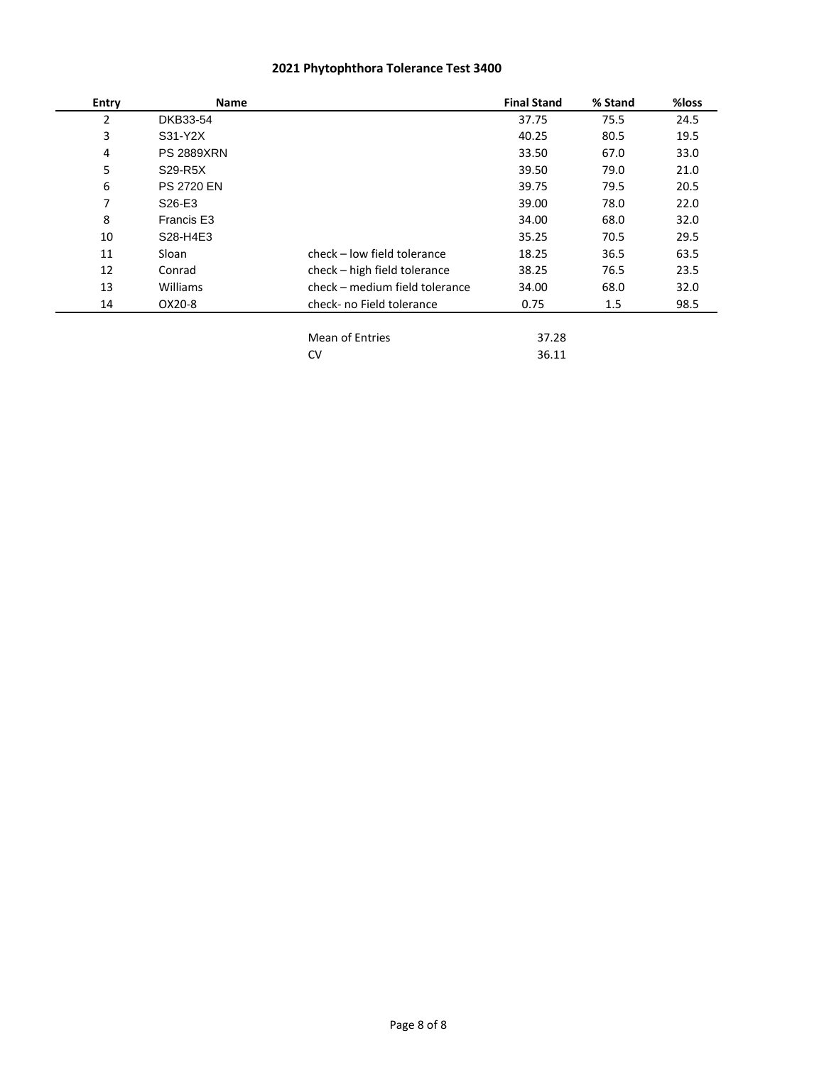## 2021 Phytophthora Tolerance Test 3400

| Entry | Name | | Final Stand | % Stand | %loss |
|---|---|---|---|---|---|
| 2 | DKB33-54 | | 37.75 | 75.5 | 24.5 |
| 3 | S31-Y2X | | 40.25 | 80.5 | 19.5 |
| 4 | PS 2889XRN | | 33.50 | 67.0 | 33.0 |
| 5 | S29-R5X | | 39.50 | 79.0 | 21.0 |
| 6 | PS 2720 EN | | 39.75 | 79.5 | 20.5 |
| 7 | S26-E3 | | 39.00 | 78.0 | 22.0 |
| 8 | Francis E3 | | 34.00 | 68.0 | 32.0 |
| 10 | S28-H4E3 | | 35.25 | 70.5 | 29.5 |
| 11 | Sloan | check – low field tolerance | 18.25 | 36.5 | 63.5 |
| 12 | Conrad | check – high field tolerance | 38.25 | 76.5 | 23.5 |
| 13 | Williams | check – medium field tolerance | 34.00 | 68.0 | 32.0 |
| 14 | OX20-8 | check- no Field tolerance | 0.75 | 1.5 | 98.5 |
| | | Mean of Entries | 37.28 | | |
| | | CV | 36.11 | | |